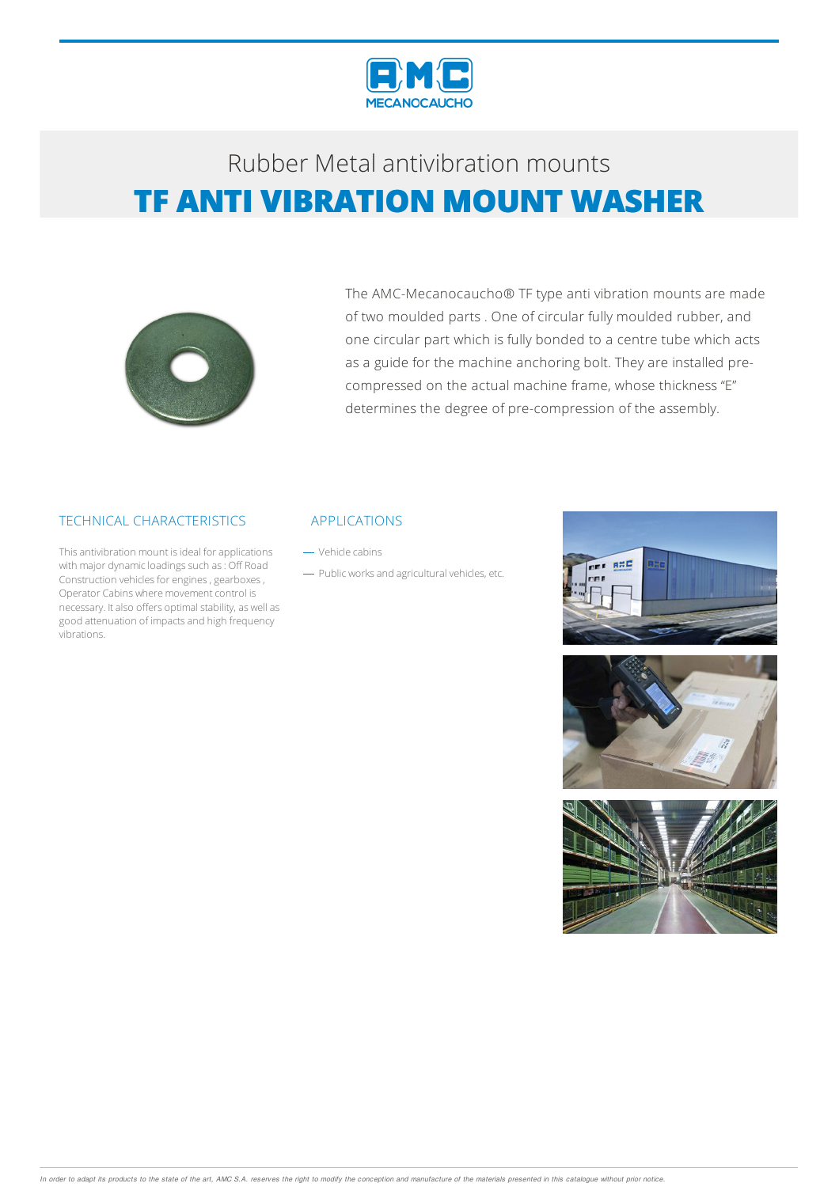Rubber Metal antivibration mounts

# TF ANTI VIBRATION MOUNT WASHER

The AMC-Mecanocaucho® TF type anti vibration mounts are made of two moulded parts . One of circular fully moulded rubber, and one circular part which is fully bonded to a centre tube which acts as a guide for the machine anchoring bolt. They are installed pre-compressed on the actual machine frame, whose thickness "E" determines the degree of pre-compression of the assembly.

## TECHNICAL CHARACTERISTICS

This antivibration mount is ideal for applications with major dynamic loadings such as : Off Road Construction vehicles for engines , gearboxes , Operator Cabins where movement control is necessary. It also offers optimal stability, as well as good attenuation of impacts and high frequency vibrations.

## APPLICATIONS

- Vehicle cabins
- Public works and agricultural vehicles, etc.

*In order to adapt its products to the state of the art, AMC S.A. reserves the right to modify the conception and manufacture of the materials presented in this catalogue without prior notice.*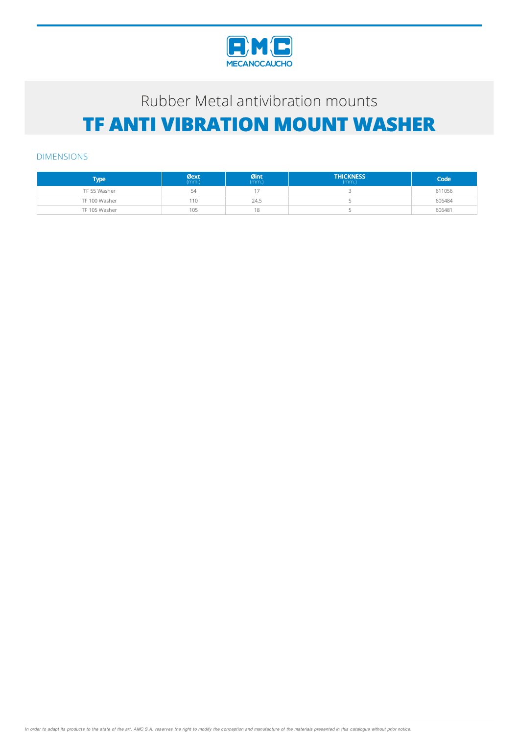Rubber Metal antivibration mounts

# TF ANTI VIBRATION MOUNT WASHER

## DIMENSIONS

| Type | Øext (mm.) | Øint (mm.) | THICKNESS (mm.) | Code |
|---|---|---|---|---|
| TF 55 Washer | 54 | 17 | 3 | 611056 |
| TF 100 Washer | 110 | 24,5 | 5 | 606484 |
| TF 105 Washer | 105 | 18 | 5 | 606481 |

*In order to adapt its products to the state of the art, AMC S.A. reserves the right to modify the conception and manufacture of the materials presented in this catalogue without prior notice.*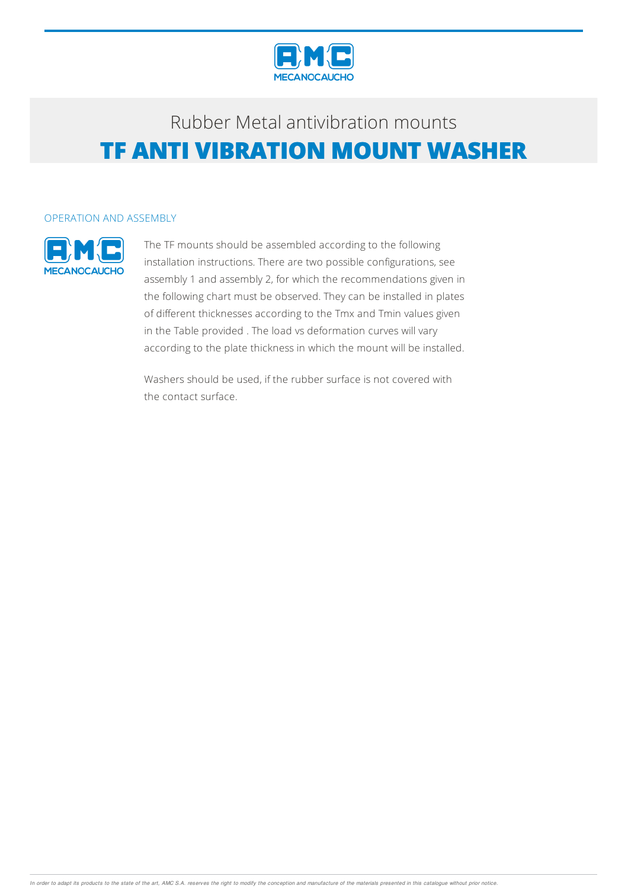Rubber Metal antivibration mounts

# TF ANTI VIBRATION MOUNT WASHER

## OPERATION AND ASSEMBLY

The TF mounts should be assembled according to the following installation instructions. There are two possible configurations, see assembly 1 and assembly 2, for which the recommendations given in the following chart must be observed. They can be installed in plates of different thicknesses according to the Tmx and Tmin values given in the Table provided . The load vs deformation curves will vary according to the plate thickness in which the mount will be installed.

Washers should be used, if the rubber surface is not covered with the contact surface.